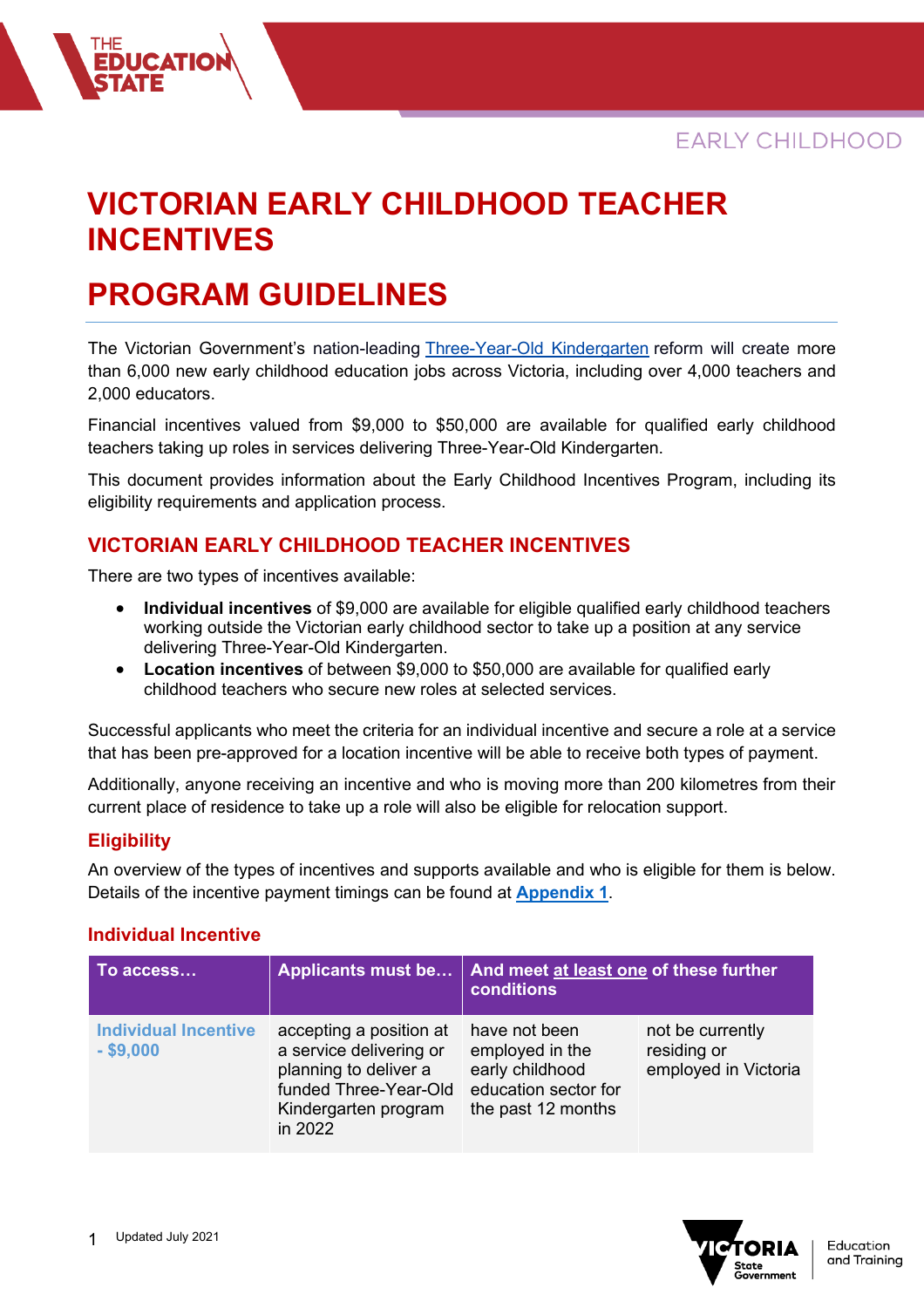# VICTORIAN EARLY CHILDHOOD TEACHER INCENTIVES

# PROGRAM GUIDELINES

The Victorian Government's nation-leading [Three-Year-Old Kindergarten](#) reform will create more than 6,000 new early childhood education jobs across Victoria, including over 4,000 teachers and 2,000 educators.

Financial incentives valued from $9,000 to $50,000 are available for qualified early childhood teachers taking up roles in services delivering Three-Year-Old Kindergarten.

This document provides information about the Early Childhood Incentives Program, including its eligibility requirements and application process.

## VICTORIAN EARLY CHILDHOOD TEACHER INCENTIVES

There are two types of incentives available:

- **Individual incentives** of $9,000 are available for eligible qualified early childhood teachers working outside the Victorian early childhood sector to take up a position at any service delivering Three-Year-Old Kindergarten.
- **Location incentives** of between $9,000 to $50,000 are available for qualified early childhood teachers who secure new roles at selected services.

Successful applicants who meet the criteria for an individual incentive and secure a role at a service that has been pre-approved for a location incentive will be able to receive both types of payment.

Additionally, anyone receiving an incentive and who is moving more than 200 kilometres from their current place of residence to take up a role will also be eligible for relocation support.

### Eligibility

An overview of the types of incentives and supports available and who is eligible for them is below. Details of the incentive payment timings can be found at **[Appendix 1](#)**.

### Individual Incentive

| To access… | Applicants must be… | And meet at least one of these further conditions | |
|---|---|---|---|
| Individual Incentive - $9,000 | accepting a position at a service delivering or planning to deliver a funded Three-Year-Old Kindergarten program in 2022 | have not been employed in the early childhood education sector for the past 12 months | not be currently residing or employed in Victoria |

Updated July 2021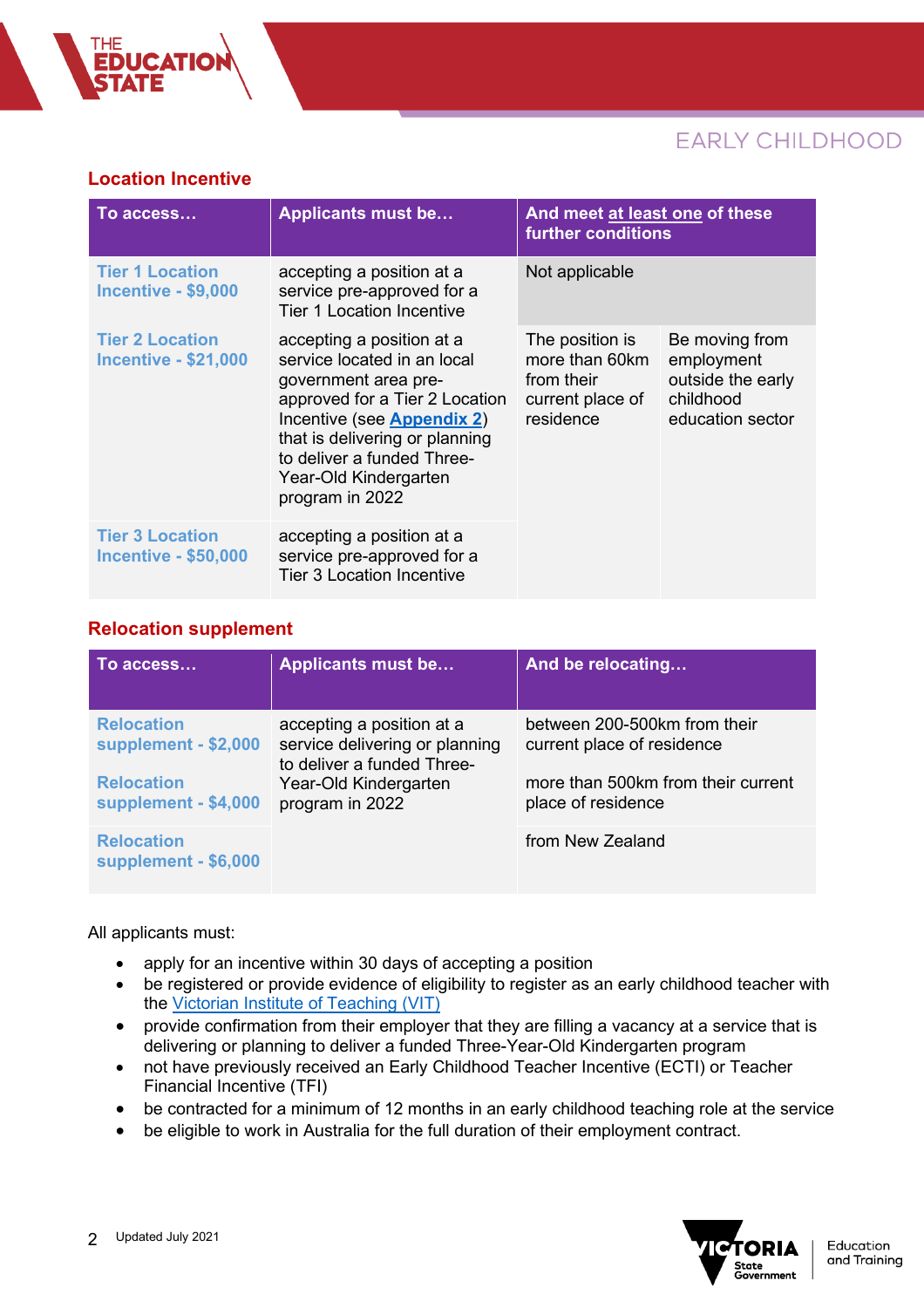## Location Incentive

| To access… | Applicants must be… | And meet at least one of these further conditions | |
|---|---|---|---|
| Tier 1 Location Incentive - $9,000 | accepting a position at a service pre-approved for a Tier 1 Location Incentive | Not applicable | |
| Tier 2 Location Incentive - $21,000 | accepting a position at a service located in an local government area pre-approved for a Tier 2 Location Incentive (see **Appendix 2**) that is delivering or planning to deliver a funded Three-Year-Old Kindergarten program in 2022 | The position is more than 60km from their current place of residence | Be moving from employment outside the early childhood education sector |
| Tier 3 Location Incentive - $50,000 | accepting a position at a service pre-approved for a Tier 3 Location Incentive | | |

## Relocation supplement

| To access… | Applicants must be… | And be relocating… |
|---|---|---|
| Relocation supplement - $2,000 | accepting a position at a service delivering or planning to deliver a funded Three-Year-Old Kindergarten program in 2022 | between 200-500km from their current place of residence |
| Relocation supplement - $4,000 | | more than 500km from their current place of residence |
| Relocation supplement - $6,000 | | from New Zealand |

All applicants must:

- apply for an incentive within 30 days of accepting a position
- be registered or provide evidence of eligibility to register as an early childhood teacher with the Victorian Institute of Teaching (VIT)
- provide confirmation from their employer that they are filling a vacancy at a service that is delivering or planning to deliver a funded Three-Year-Old Kindergarten program
- not have previously received an Early Childhood Teacher Incentive (ECTI) or Teacher Financial Incentive (TFI)
- be contracted for a minimum of 12 months in an early childhood teaching role at the service
- be eligible to work in Australia for the full duration of their employment contract.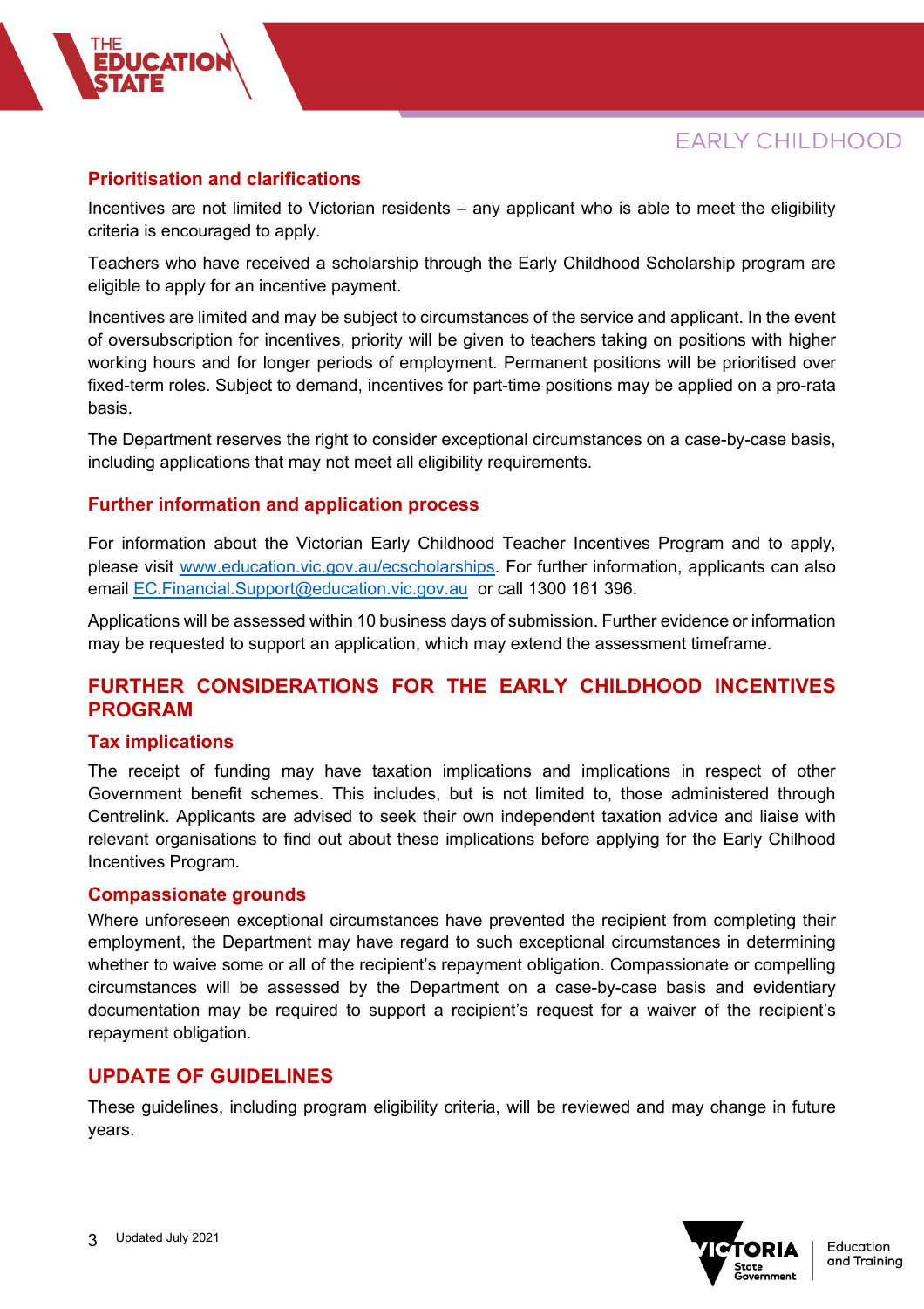### Prioritisation and clarifications

Incentives are not limited to Victorian residents – any applicant who is able to meet the eligibility criteria is encouraged to apply.

Teachers who have received a scholarship through the Early Childhood Scholarship program are eligible to apply for an incentive payment.

Incentives are limited and may be subject to circumstances of the service and applicant. In the event of oversubscription for incentives, priority will be given to teachers taking on positions with higher working hours and for longer periods of employment. Permanent positions will be prioritised over fixed-term roles. Subject to demand, incentives for part-time positions may be applied on a pro-rata basis.

The Department reserves the right to consider exceptional circumstances on a case-by-case basis, including applications that may not meet all eligibility requirements.

### Further information and application process

For information about the Victorian Early Childhood Teacher Incentives Program and to apply, please visit [www.education.vic.gov.au/ecscholarships](www.education.vic.gov.au/ecscholarships). For further information, applicants can also email [EC.Financial.Support@education.vic.gov.au](mailto:EC.Financial.Support@education.vic.gov.au) or call 1300 161 396.

Applications will be assessed within 10 business days of submission. Further evidence or information may be requested to support an application, which may extend the assessment timeframe.

## FURTHER CONSIDERATIONS FOR THE EARLY CHILDHOOD INCENTIVES PROGRAM

### Tax implications

The receipt of funding may have taxation implications and implications in respect of other Government benefit schemes. This includes, but is not limited to, those administered through Centrelink. Applicants are advised to seek their own independent taxation advice and liaise with relevant organisations to find out about these implications before applying for the Early Chilhood Incentives Program.

### Compassionate grounds

Where unforeseen exceptional circumstances have prevented the recipient from completing their employment, the Department may have regard to such exceptional circumstances in determining whether to waive some or all of the recipient's repayment obligation. Compassionate or compelling circumstances will be assessed by the Department on a case-by-case basis and evidentiary documentation may be required to support a recipient's request for a waiver of the recipient's repayment obligation.

## UPDATE OF GUIDELINES

These guidelines, including program eligibility criteria, will be reviewed and may change in future years.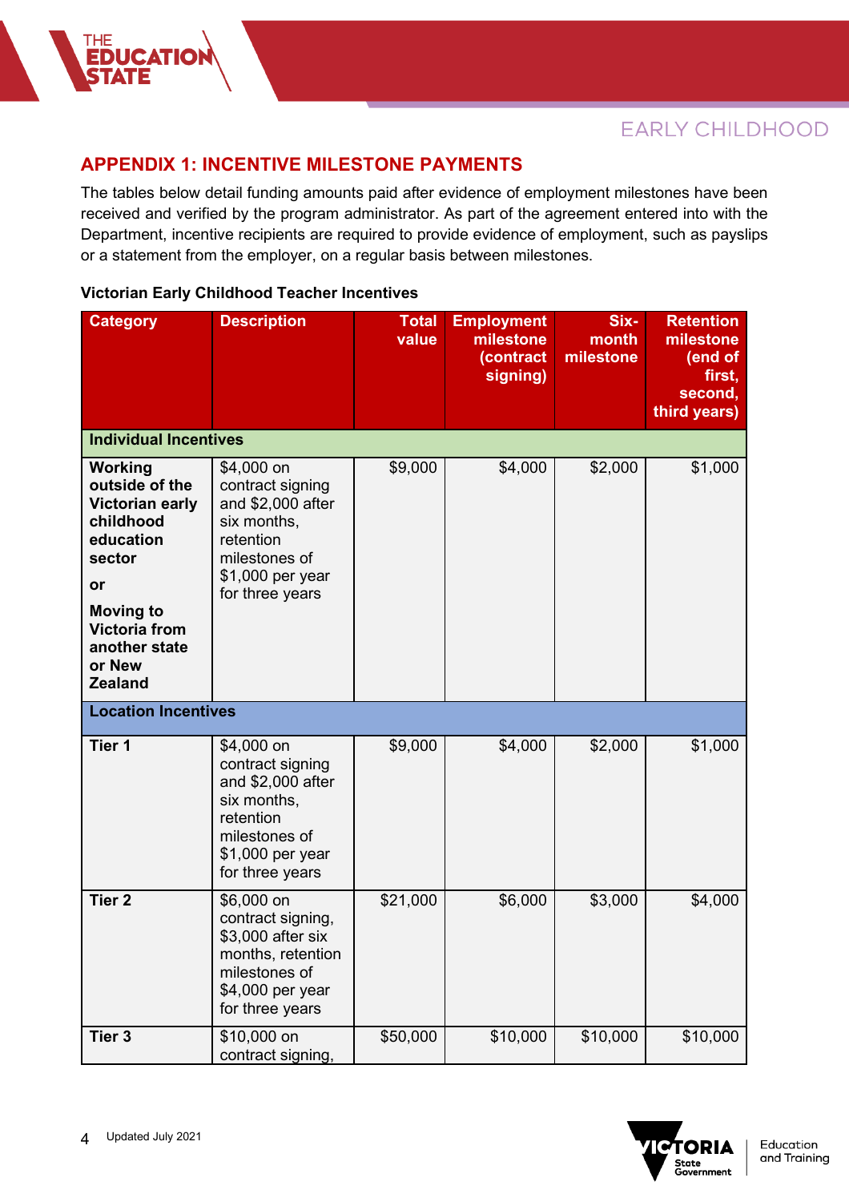## APPENDIX 1: INCENTIVE MILESTONE PAYMENTS

The tables below detail funding amounts paid after evidence of employment milestones have been received and verified by the program administrator. As part of the agreement entered into with the Department, incentive recipients are required to provide evidence of employment, such as payslips or a statement from the employer, on a regular basis between milestones.

**Victorian Early Childhood Teacher Incentives**

| Category | Description | Total value | Employment milestone (contract signing) | Six-month milestone | Retention milestone (end of first, second, third years) |
|---|---|---|---|---|---|
| **Individual Incentives** | | | | | |
| **Working outside of the Victorian early childhood education sector** **or** **Moving to Victoria from another state or New Zealand** | $4,000 on contract signing and $2,000 after six months, retention milestones of $1,000 per year for three years | $9,000 | $4,000 | $2,000 | $1,000 |
| **Location Incentives** | | | | | |
| **Tier 1** | $4,000 on contract signing and $2,000 after six months, retention milestones of $1,000 per year for three years | $9,000 | $4,000 | $2,000 | $1,000 |
| **Tier 2** | $6,000 on contract signing, $3,000 after six months, retention milestones of $4,000 per year for three years | $21,000 | $6,000 | $3,000 | $4,000 |
| **Tier 3** | $10,000 on contract signing, | $50,000 | $10,000 | $10,000 | $10,000 |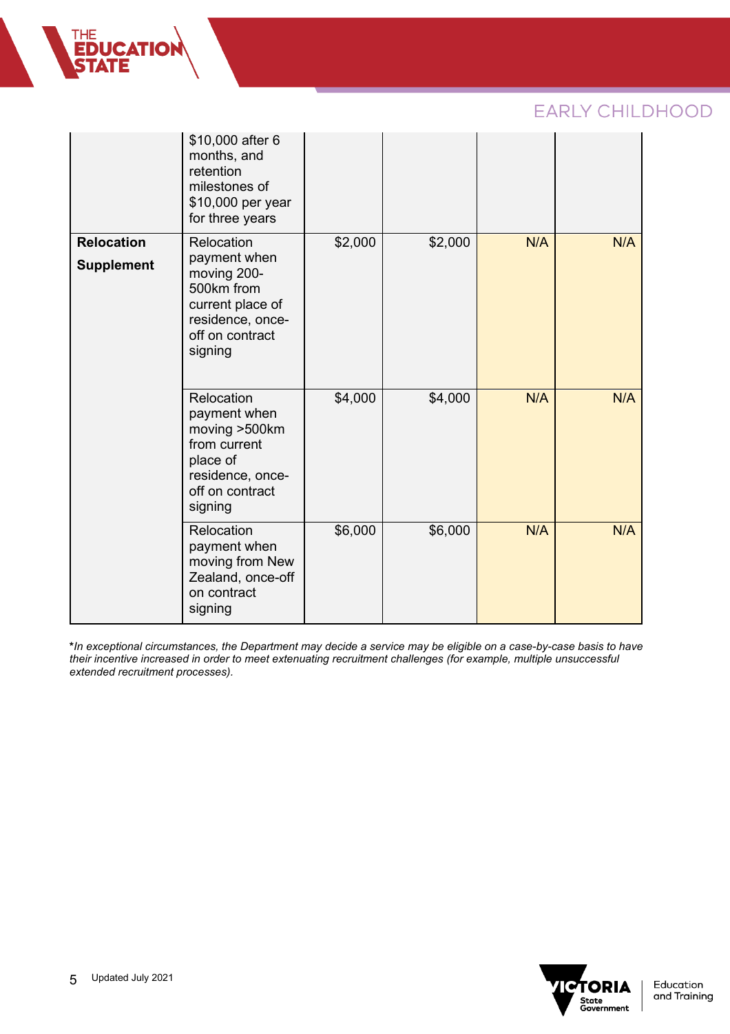| | | | | | |
|---|---|---|---|---|---|
| | $10,000 after 6 months, and retention milestones of $10,000 per year for three years | | | | |
| **Relocation Supplement** | Relocation payment when moving 200-500km from current place of residence, once-off on contract signing | $2,000 | $2,000 | N/A | N/A |
| | Relocation payment when moving >500km from current place of residence, once-off on contract signing | $4,000 | $4,000 | N/A | N/A |
| | Relocation payment when moving from New Zealand, once-off on contract signing | $6,000 | $6,000 | N/A | N/A |

**\***_In exceptional circumstances, the Department may decide a service may be eligible on a case-by-case basis to have their incentive increased in order to meet extenuating recruitment challenges (for example, multiple unsuccessful extended recruitment processes)._

Updated July 2021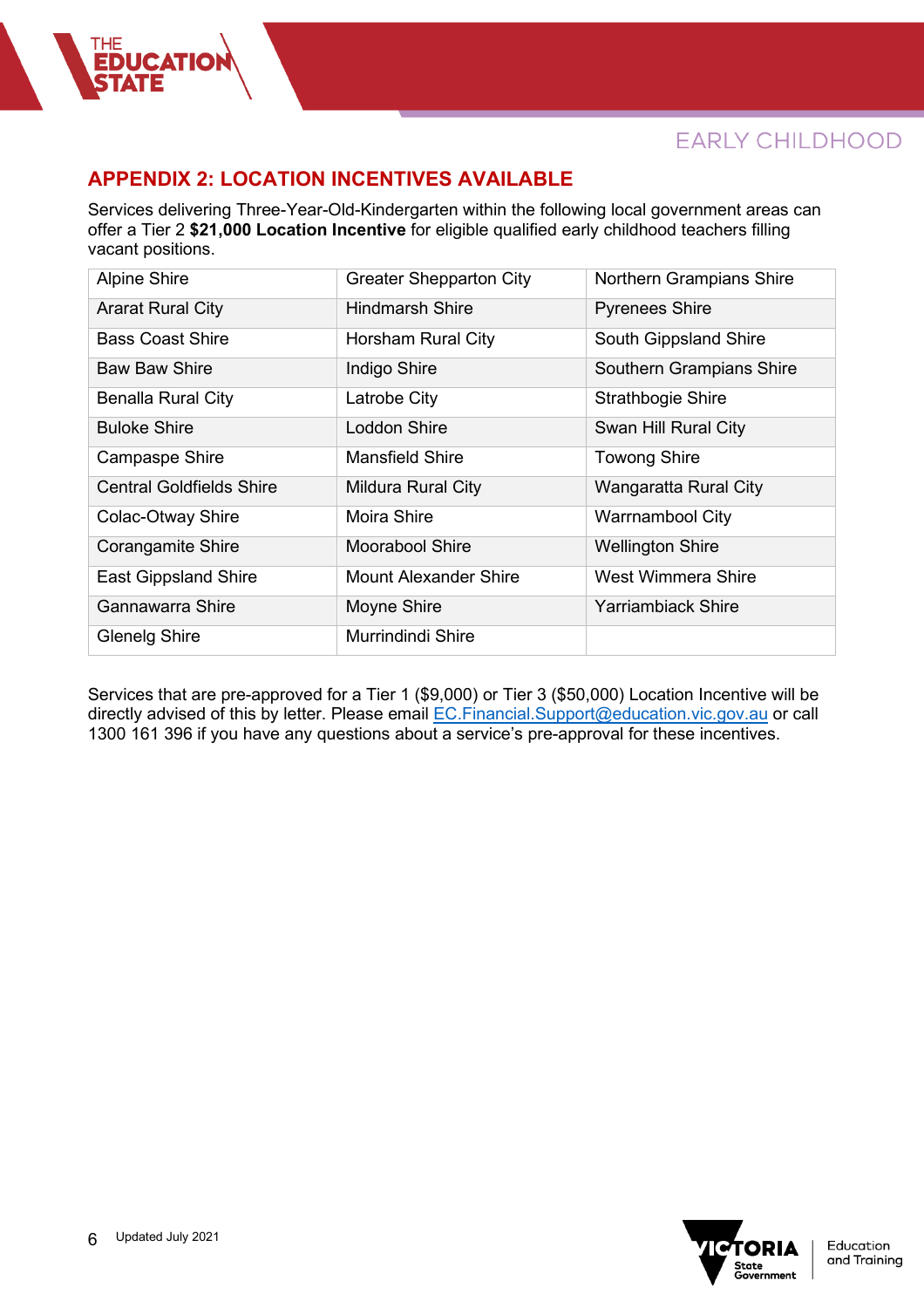## APPENDIX 2: LOCATION INCENTIVES AVAILABLE

Services delivering Three-Year-Old-Kindergarten within the following local government areas can offer a Tier 2 **$21,000 Location Incentive** for eligible qualified early childhood teachers filling vacant positions.

| | | |
|---|---|---|
| Alpine Shire | Greater Shepparton City | Northern Grampians Shire |
| Ararat Rural City | Hindmarsh Shire | Pyrenees Shire |
| Bass Coast Shire | Horsham Rural City | South Gippsland Shire |
| Baw Baw Shire | Indigo Shire | Southern Grampians Shire |
| Benalla Rural City | Latrobe City | Strathbogie Shire |
| Buloke Shire | Loddon Shire | Swan Hill Rural City |
| Campaspe Shire | Mansfield Shire | Towong Shire |
| Central Goldfields Shire | Mildura Rural City | Wangaratta Rural City |
| Colac-Otway Shire | Moira Shire | Warrnambool City |
| Corangamite Shire | Moorabool Shire | Wellington Shire |
| East Gippsland Shire | Mount Alexander Shire | West Wimmera Shire |
| Gannawarra Shire | Moyne Shire | Yarriambiack Shire |
| Glenelg Shire | Murrindindi Shire | |

Services that are pre-approved for a Tier 1 ($9,000) or Tier 3 ($50,000) Location Incentive will be directly advised of this by letter. Please email EC.Financial.Support@education.vic.gov.au or call 1300 161 396 if you have any questions about a service's pre-approval for these incentives.

Updated July 2021